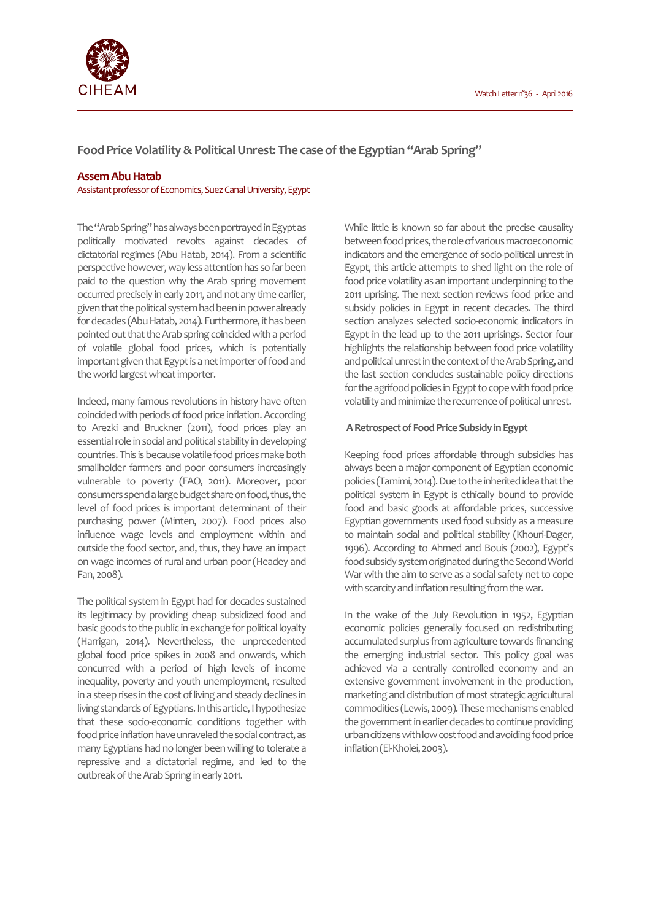# Food Price Volatility & Political Unrest: The case of the Egyptian "Arab Spring"

**Assem Abu Hatab**

Assistant professor of Economics, Suez Canal University, Egypt

The "Arab Spring" has always been portrayed in Egypt as politically motivated revolts against decades of dictatorial regimes (Abu Hatab, 2014). From a scientific perspective however, way less attention has so far been paid to the question why the Arab spring movement occurred precisely in early 2011, and not any time earlier, given that the political system had been in power already for decades (Abu Hatab, 2014). Furthermore, it has been pointed out that the Arab spring coincided with a period of volatile global food prices, which is potentially important given that Egypt is a net importer of food and the world largest wheat importer.

Indeed, many famous revolutions in history have often coincided with periods of food price inflation. According to Arezki and Bruckner (2011), food prices play an essential role in social and political stability in developing countries. This is because volatile food prices make both smallholder farmers and poor consumers increasingly vulnerable to poverty (FAO, 2011). Moreover, poor consumers spend a large budget share on food, thus, the level of food prices is important determinant of their purchasing power (Minten, 2007). Food prices also influence wage levels and employment within and outside the food sector, and, thus, they have an impact on wage incomes of rural and urban poor (Headey and Fan, 2008).

The political system in Egypt had for decades sustained its legitimacy by providing cheap subsidized food and basic goods to the public in exchange for political loyalty (Harrigan, 2014). Nevertheless, the unprecedented global food price spikes in 2008 and onwards, which concurred with a period of high levels of income inequality, poverty and youth unemployment, resulted in a steep rises in the cost of living and steady declines in living standards of Egyptians. In this article, I hypothesize that these socio-economic conditions together with food price inflation have unraveled the social contract, as many Egyptians had no longer been willing to tolerate a repressive and a dictatorial regime, and led to the outbreak of the Arab Spring in early 2011.

While little is known so far about the precise causality between food prices, the role of various macroeconomic indicators and the emergence of socio-political unrest in Egypt, this article attempts to shed light on the role of food price volatility as an important underpinning to the 2011 uprising. The next section reviews food price and subsidy policies in Egypt in recent decades. The third section analyzes selected socio-economic indicators in Egypt in the lead up to the 2011 uprisings. Sector four highlights the relationship between food price volatility and political unrest in the context of the Arab Spring, and the last section concludes sustainable policy directions for the agrifood policies in Egypt to cope with food price volatility and minimize the recurrence of political unrest.

## A Retrospect of Food Price Subsidy in Egypt

Keeping food prices affordable through subsidies has always been a major component of Egyptian economic policies (Tamimi, 2014). Due to the inherited idea that the political system in Egypt is ethically bound to provide food and basic goods at affordable prices, successive Egyptian governments used food subsidy as a measure to maintain social and political stability (Khouri-Dager, 1996). According to Ahmed and Bouis (2002), Egypt's food subsidy system originated during the Second World War with the aim to serve as a social safety net to cope with scarcity and inflation resulting from the war.

In the wake of the July Revolution in 1952, Egyptian economic policies generally focused on redistributing accumulated surplus from agriculture towards financing the emerging industrial sector. This policy goal was achieved via a centrally controlled economy and an extensive government involvement in the production, marketing and distribution of most strategic agricultural commodities (Lewis, 2009). These mechanisms enabled the government in earlier decades to continue providing urban citizens with low cost food and avoiding food price inflation (El-Kholei, 2003).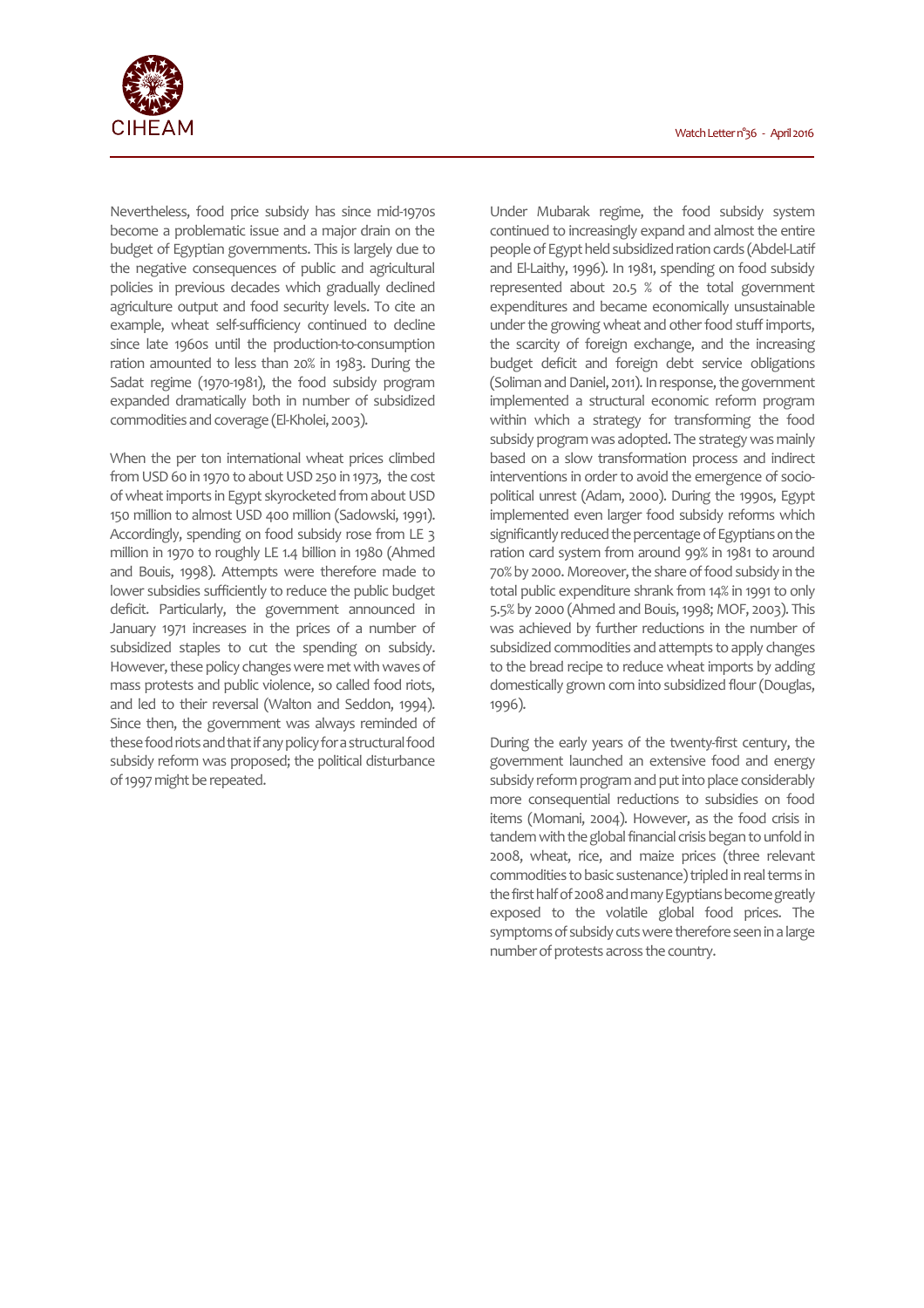Nevertheless, food price subsidy has since mid-1970s become a problematic issue and a major drain on the budget of Egyptian governments. This is largely due to the negative consequences of public and agricultural policies in previous decades which gradually declined agriculture output and food security levels. To cite an example, wheat self-sufficiency continued to decline since late 1960s until the production-to-consumption ration amounted to less than 20% in 1983. During the Sadat regime (1970-1981), the food subsidy program expanded dramatically both in number of subsidized commodities and coverage (El-Kholei, 2003).

When the per ton international wheat prices climbed from USD 60 in 1970 to about USD 250 in 1973, the cost of wheat imports in Egypt skyrocketed from about USD 150 million to almost USD 400 million (Sadowski, 1991). Accordingly, spending on food subsidy rose from LE 3 million in 1970 to roughly LE 1.4 billion in 1980 (Ahmed and Bouis, 1998). Attempts were therefore made to lower subsidies sufficiently to reduce the public budget deficit. Particularly, the government announced in January 1971 increases in the prices of a number of subsidized staples to cut the spending on subsidy. However, these policy changes were met with waves of mass protests and public violence, so called food riots, and led to their reversal (Walton and Seddon, 1994). Since then, the government was always reminded of these food riots and that if any policy for a structural food subsidy reform was proposed; the political disturbance of 1997 might be repeated.

Under Mubarak regime, the food subsidy system continued to increasingly expand and almost the entire people of Egypt held subsidized ration cards (Abdel-Latif and El-Laithy, 1996). In 1981, spending on food subsidy represented about 20.5 % of the total government expenditures and became economically unsustainable under the growing wheat and other food stuff imports, the scarcity of foreign exchange, and the increasing budget deficit and foreign debt service obligations (Soliman and Daniel, 2011). In response, the government implemented a structural economic reform program within which a strategy for transforming the food subsidy program was adopted. The strategy was mainly based on a slow transformation process and indirect interventions in order to avoid the emergence of socio-political unrest (Adam, 2000). During the 1990s, Egypt implemented even larger food subsidy reforms which significantly reduced the percentage of Egyptians on the ration card system from around 99% in 1981 to around 70% by 2000. Moreover, the share of food subsidy in the total public expenditure shrank from 14% in 1991 to only 5.5% by 2000 (Ahmed and Bouis, 1998; MOF, 2003). This was achieved by further reductions in the number of subsidized commodities and attempts to apply changes to the bread recipe to reduce wheat imports by adding domestically grown corn into subsidized flour (Douglas, 1996).

During the early years of the twenty-first century, the government launched an extensive food and energy subsidy reform program and put into place considerably more consequential reductions to subsidies on food items (Momani, 2004). However, as the food crisis in tandem with the global financial crisis began to unfold in 2008, wheat, rice, and maize prices (three relevant commodities to basic sustenance) tripled in real terms in the first half of 2008 and many Egyptians become greatly exposed to the volatile global food prices. The symptoms of subsidy cuts were therefore seen in a large number of protests across the country.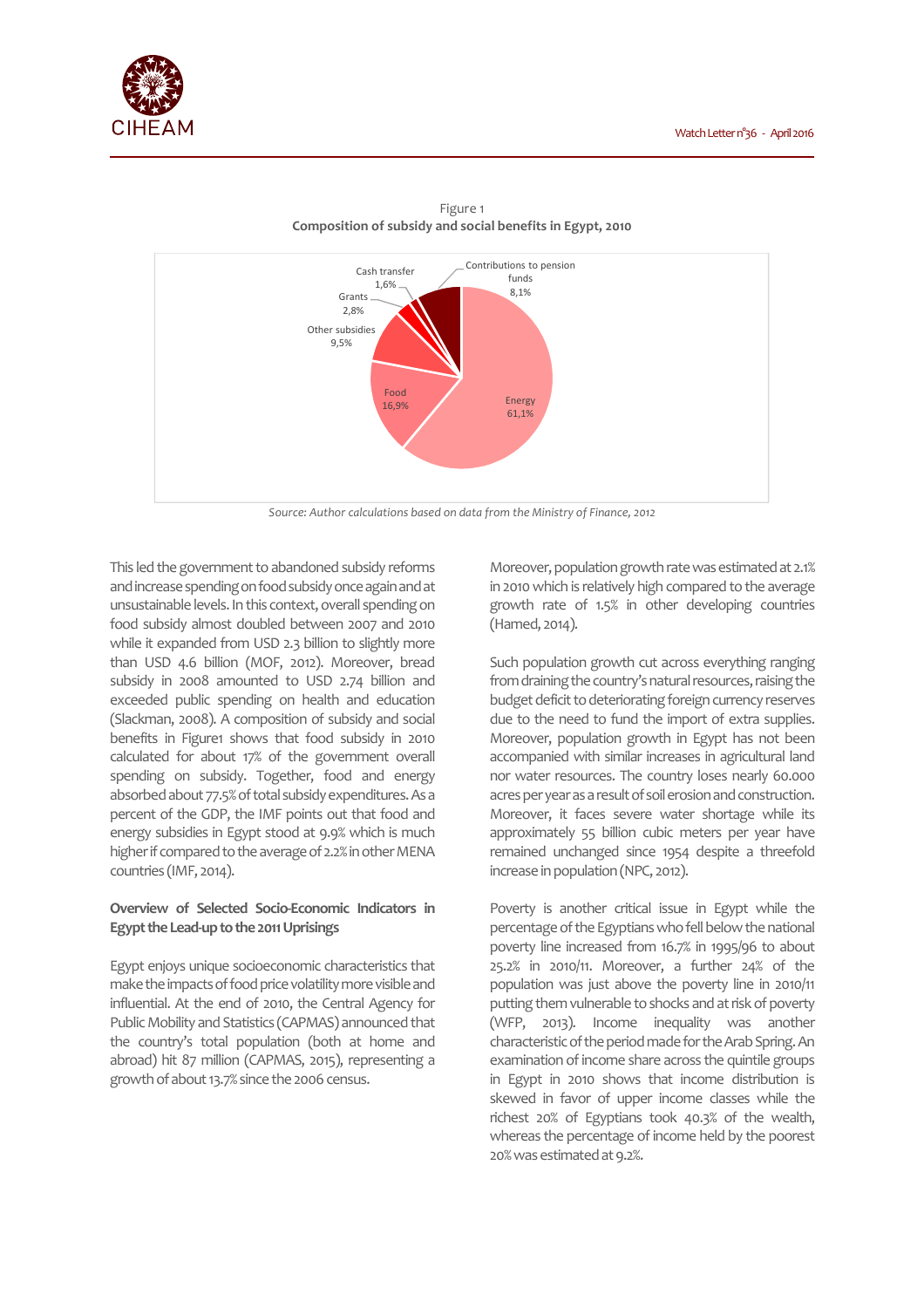Figure 1
**Composition of subsidy and social benefits in Egypt, 2010**

| Category | Share |
|---|---|
| Energy | 61,1% |
| Food | 16,9% |
| Other subsidies | 9,5% |
| Contributions to pension funds | 8,1% |
| Grants | 2,8% |
| Cash transfer | 1,6% |

*Source: Author calculations based on data from the Ministry of Finance, 2012*

This led the government to abandoned subsidy reforms and increase spending on food subsidy once again and at unsustainable levels. In this context, overall spending on food subsidy almost doubled between 2007 and 2010 while it expanded from USD 2.3 billion to slightly more than USD 4.6 billion (MOF, 2012). Moreover, bread subsidy in 2008 amounted to USD 2.74 billion and exceeded public spending on health and education (Slackman, 2008). A composition of subsidy and social benefits in Figure1 shows that food subsidy in 2010 calculated for about 17% of the government overall spending on subsidy. Together, food and energy absorbed about 77.5% of total subsidy expenditures. As a percent of the GDP, the IMF points out that food and energy subsidies in Egypt stood at 9.9% which is much higher if compared to the average of 2.2% in other MENA countries (IMF, 2014).

**Overview of Selected Socio-Economic Indicators in Egypt the Lead-up to the 2011 Uprisings**

Egypt enjoys unique socioeconomic characteristics that make the impacts of food price volatility more visible and influential. At the end of 2010, the Central Agency for Public Mobility and Statistics (CAPMAS) announced that the country's total population (both at home and abroad) hit 87 million (CAPMAS, 2015), representing a growth of about 13.7% since the 2006 census.

Moreover, population growth rate was estimated at 2.1% in 2010 which is relatively high compared to the average growth rate of 1.5% in other developing countries (Hamed, 2014).

Such population growth cut across everything ranging from draining the country's natural resources, raising the budget deficit to deteriorating foreign currency reserves due to the need to fund the import of extra supplies. Moreover, population growth in Egypt has not been accompanied with similar increases in agricultural land nor water resources. The country loses nearly 60.000 acres per year as a result of soil erosion and construction. Moreover, it faces severe water shortage while its approximately 55 billion cubic meters per year have remained unchanged since 1954 despite a threefold increase in population (NPC, 2012).

Poverty is another critical issue in Egypt while the percentage of the Egyptians who fell below the national poverty line increased from 16.7% in 1995/96 to about 25.2% in 2010/11. Moreover, a further 24% of the population was just above the poverty line in 2010/11 putting them vulnerable to shocks and at risk of poverty (WFP, 2013). Income inequality was another characteristic of the period made for the Arab Spring. An examination of income share across the quintile groups in Egypt in 2010 shows that income distribution is skewed in favor of upper income classes while the richest 20% of Egyptians took 40.3% of the wealth, whereas the percentage of income held by the poorest 20% was estimated at 9.2%.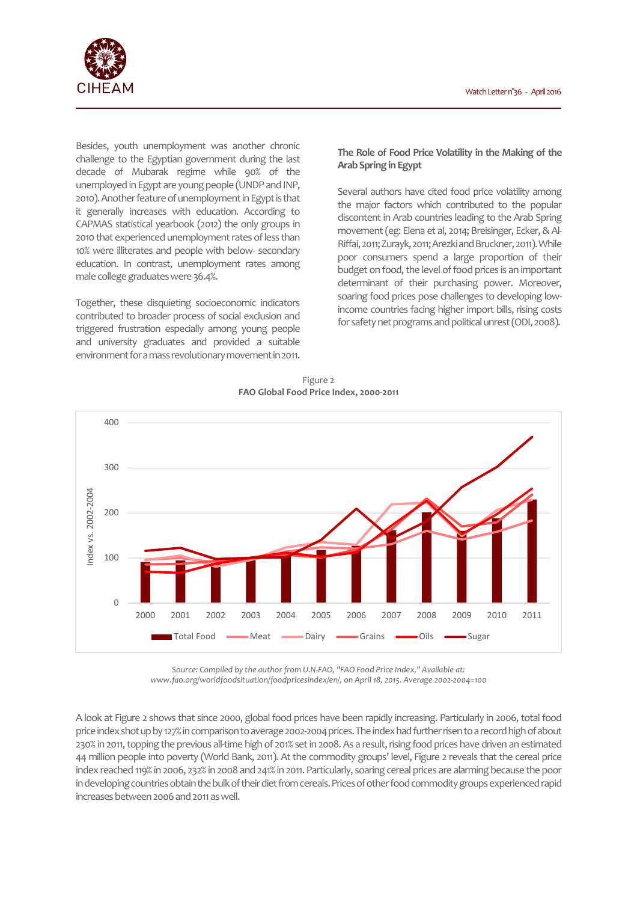Besides, youth unemployment was another chronic challenge to the Egyptian government during the last decade of Mubarak regime while 90% of the unemployed in Egypt are young people (UNDP and INP, 2010). Another feature of unemployment in Egypt is that it generally increases with education. According to CAPMAS statistical yearbook (2012) the only groups in 2010 that experienced unemployment rates of less than 10% were illiterates and people with below- secondary education. In contrast, unemployment rates among male college graduates were 36.4%.

Together, these disquieting socioeconomic indicators contributed to broader process of social exclusion and triggered frustration especially among young people and university graduates and provided a suitable environment for a mass revolutionary movement in 2011.

**The Role of Food Price Volatility in the Making of the Arab Spring in Egypt**

Several authors have cited food price volatility among the major factors which contributed to the popular discontent in Arab countries leading to the Arab Spring movement (eg: Elena et al, 2014; Breisinger, Ecker, & Al-Riffai, 2011; Zurayk, 2011; Arezki and Bruckner, 2011). While poor consumers spend a large proportion of their budget on food, the level of food prices is an important determinant of their purchasing power. Moreover, soaring food prices pose challenges to developing low-income countries facing higher import bills, rising costs for safety net programs and political unrest (ODI, 2008).

Figure 2
**FAO Global Food Price Index, 2000-2011**

*Source: Compiled by the author from U.N-FAO, "FAO Food Price Index," Available at: www.fao.org/worldfoodsituation/foodpricesindex/en/, on April 18, 2015. Average 2002-2004=100*

A look at Figure 2 shows that since 2000, global food prices have been rapidly increasing. Particularly in 2006, total food price index shot up by 127% in comparison to average 2002-2004 prices. The index had further risen to a record high of about 230% in 2011, topping the previous all-time high of 201% set in 2008. As a result, rising food prices have driven an estimated 44 million people into poverty (World Bank, 2011). At the commodity groups' level, Figure 2 reveals that the cereal price index reached 119% in 2006, 232% in 2008 and 241% in 2011. Particularly, soaring cereal prices are alarming because the poor in developing countries obtain the bulk of their diet from cereals. Prices of other food commodity groups experienced rapid increases between 2006 and 2011 as well.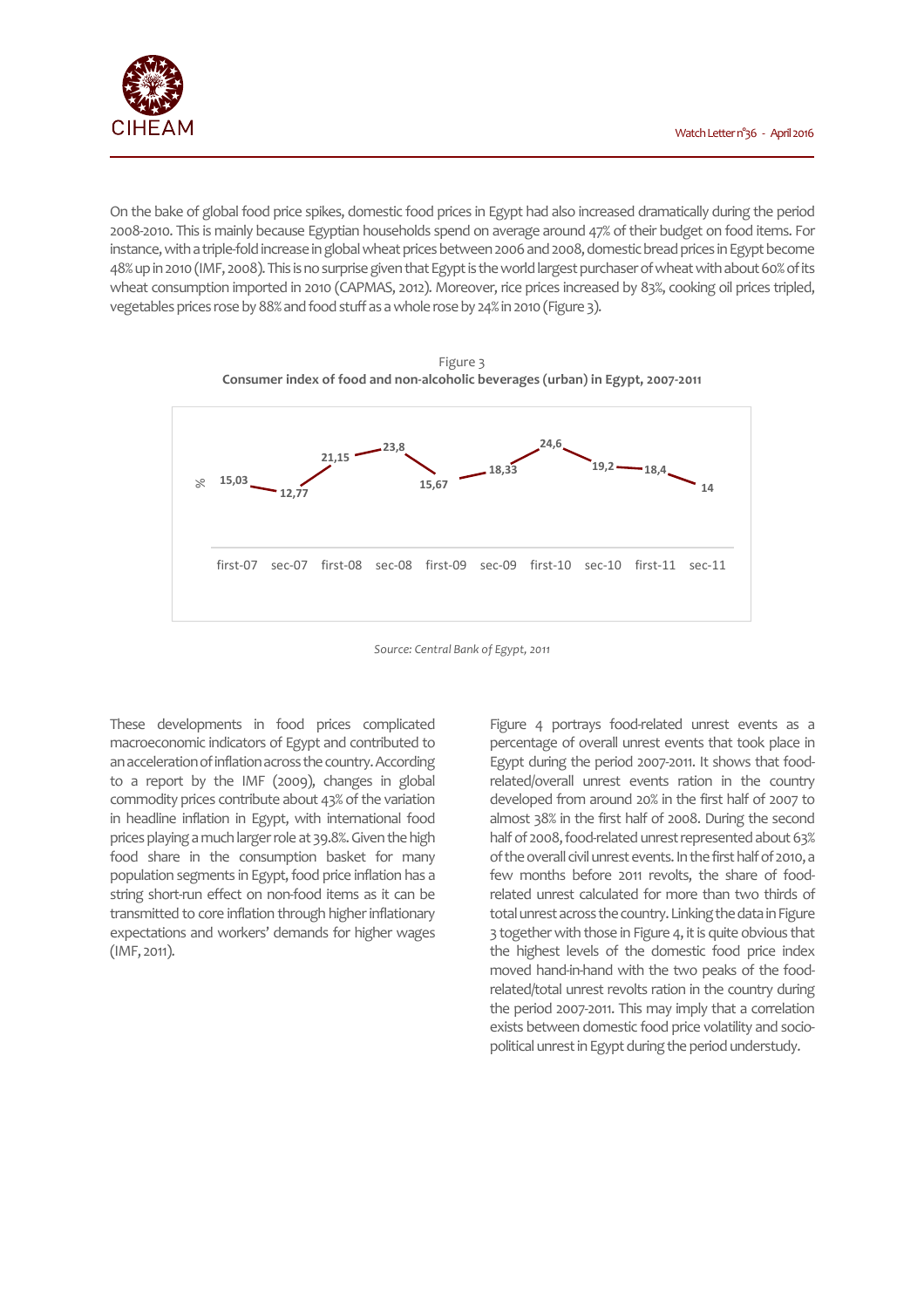On the bake of global food price spikes, domestic food prices in Egypt had also increased dramatically during the period 2008-2010. This is mainly because Egyptian households spend on average around 47% of their budget on food items. For instance, with a triple-fold increase in global wheat prices between 2006 and 2008, domestic bread prices in Egypt become 48% up in 2010 (IMF, 2008). This is no surprise given that Egypt is the world largest purchaser of wheat with about 60% of its wheat consumption imported in 2010 (CAPMAS, 2012). Moreover, rice prices increased by 83%, cooking oil prices tripled, vegetables prices rose by 88% and food stuff as a whole rose by 24% in 2010 (Figure 3).

Figure 3
**Consumer index of food and non-alcoholic beverages (urban) in Egypt, 2007-2011**

| Period | % |
|---|---|
| first-07 | 15,03 |
| sec-07 | 12,77 |
| first-08 | 21,15 |
| sec-08 | 23,8 |
| first-09 | 15,67 |
| sec-09 | 18,33 |
| first-10 | 24,6 |
| sec-10 | 19,2 |
| first-11 | 18,4 |
| sec-11 | 14 |

*Source: Central Bank of Egypt, 2011*

These developments in food prices complicated macroeconomic indicators of Egypt and contributed to an acceleration of inflation across the country. According to a report by the IMF (2009), changes in global commodity prices contribute about 43% of the variation in headline inflation in Egypt, with international food prices playing a much larger role at 39.8%. Given the high food share in the consumption basket for many population segments in Egypt, food price inflation has a string short-run effect on non-food items as it can be transmitted to core inflation through higher inflationary expectations and workers' demands for higher wages (IMF, 2011).

Figure 4 portrays food-related unrest events as a percentage of overall unrest events that took place in Egypt during the period 2007-2011. It shows that food-related/overall unrest events ration in the country developed from around 20% in the first half of 2007 to almost 38% in the first half of 2008. During the second half of 2008, food-related unrest represented about 63% of the overall civil unrest events. In the first half of 2010, a few months before 2011 revolts, the share of food-related unrest calculated for more than two thirds of total unrest across the country. Linking the data in Figure 3 together with those in Figure 4, it is quite obvious that the highest levels of the domestic food price index moved hand-in-hand with the two peaks of the food-related/total unrest revolts ration in the country during the period 2007-2011. This may imply that a correlation exists between domestic food price volatility and socio-political unrest in Egypt during the period understudy.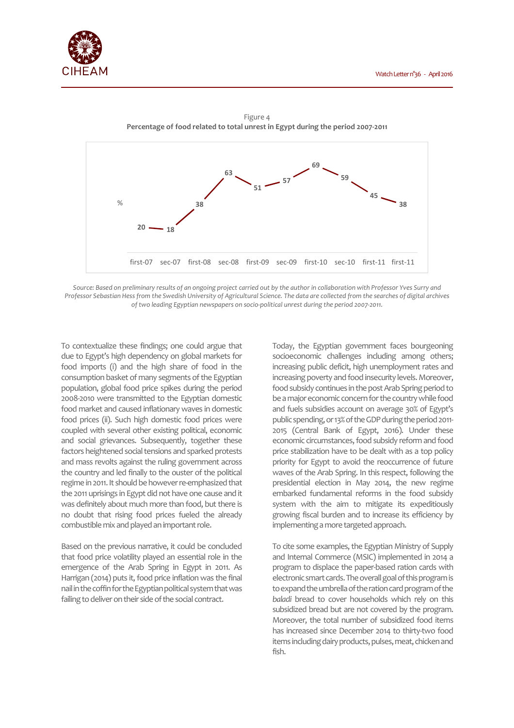Figure 4

**Percentage of food related to total unrest in Egypt during the period 2007-2011**

| | first-07 | sec-07 | first-08 | sec-08 | first-09 | sec-09 | first-10 | sec-10 | first-11 | first-11 |
|---|---|---|---|---|---|---|---|---|---|---|
| % | 20 | 18 | 38 | 63 | 51 | 57 | 69 | 59 | 45 | 38 |

*Source: Based on preliminary results of an ongoing project carried out by the author in collaboration with Professor Yves Surry and Professor Sebastian Hess from the Swedish University of Agricultural Science. The data are collected from the searches of digital archives of two leading Egyptian newspapers on socio-political unrest during the period 2007-2011.*

To contextualize these findings; one could argue that due to Egypt's high dependency on global markets for food imports (i) and the high share of food in the consumption basket of many segments of the Egyptian population, global food price spikes during the period 2008-2010 were transmitted to the Egyptian domestic food market and caused inflationary waves in domestic food prices (ii). Such high domestic food prices were coupled with several other existing political, economic and social grievances. Subsequently, together these factors heightened social tensions and sparked protests and mass revolts against the ruling government across the country and led finally to the ouster of the political regime in 2011. It should be however re-emphasized that the 2011 uprisings in Egypt did not have one cause and it was definitely about much more than food, but there is no doubt that rising food prices fueled the already combustible mix and played an important role.

Based on the previous narrative, it could be concluded that food price volatility played an essential role in the emergence of the Arab Spring in Egypt in 2011. As Harrigan (2014) puts it, food price inflation was the final nail in the coffin for the Egyptian political system that was failing to deliver on their side of the social contract.

Today, the Egyptian government faces bourgeoning socioeconomic challenges including among others; increasing public deficit, high unemployment rates and increasing poverty and food insecurity levels. Moreover, food subsidy continues in the post Arab Spring period to be a major economic concern for the country while food and fuels subsidies account on average 30% of Egypt's public spending, or 13% of the GDP during the period 2011-2015 (Central Bank of Egypt, 2016). Under these economic circumstances, food subsidy reform and food price stabilization have to be dealt with as a top policy priority for Egypt to avoid the reoccurrence of future waves of the Arab Spring. In this respect, following the presidential election in May 2014, the new regime embarked fundamental reforms in the food subsidy system with the aim to mitigate its expeditiously growing fiscal burden and to increase its efficiency by implementing a more targeted approach.

To cite some examples, the Egyptian Ministry of Supply and Internal Commerce (MSIC) implemented in 2014 a program to displace the paper-based ration cards with electronic smart cards. The overall goal of this program is to expand the umbrella of the ration card program of the *baladi* bread to cover households which rely on this subsidized bread but are not covered by the program. Moreover, the total number of subsidized food items has increased since December 2014 to thirty-two food items including dairy products, pulses, meat, chicken and fish.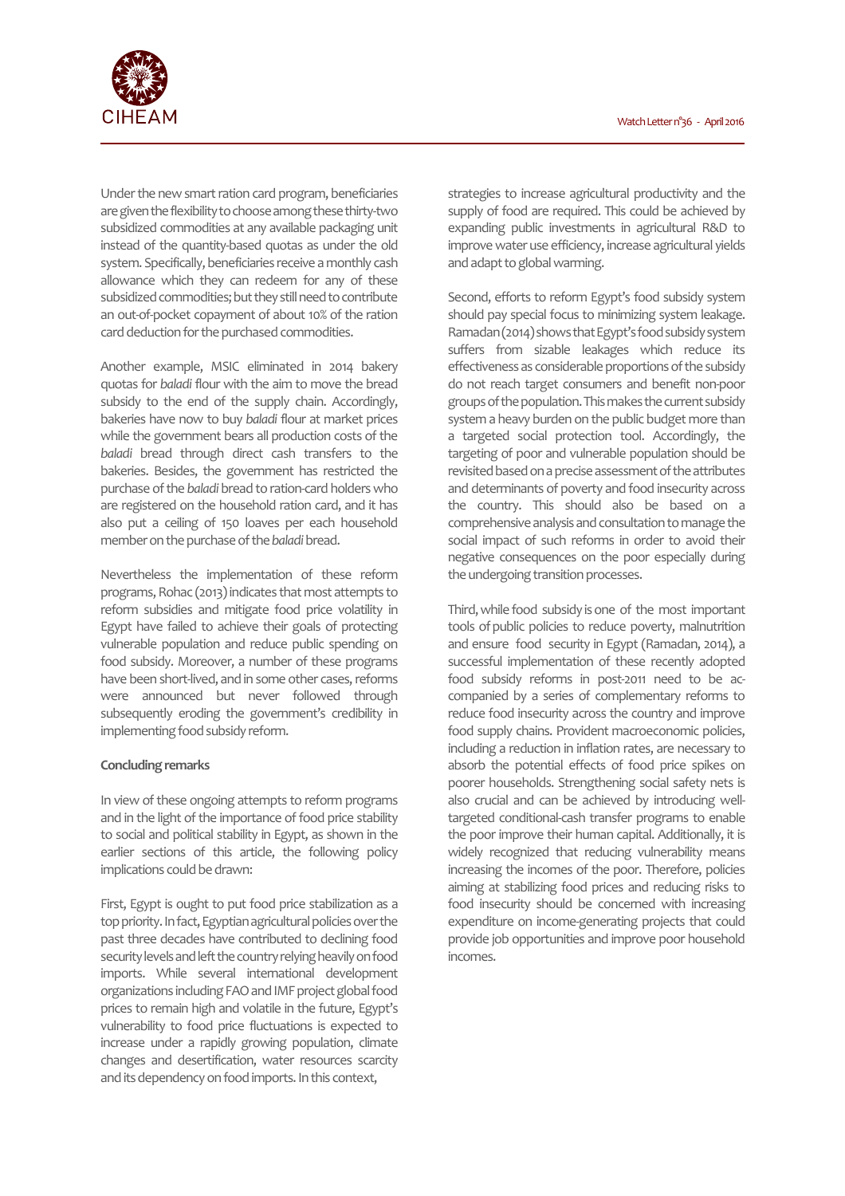Under the new smart ration card program, beneficiaries are given the flexibility to choose among these thirty-two subsidized commodities at any available packaging unit instead of the quantity-based quotas as under the old system. Specifically, beneficiaries receive a monthly cash allowance which they can redeem for any of these subsidized commodities; but they still need to contribute an out-of-pocket copayment of about 10% of the ration card deduction for the purchased commodities.

Another example, MSIC eliminated in 2014 bakery quotas for *baladi* flour with the aim to move the bread subsidy to the end of the supply chain. Accordingly, bakeries have now to buy *baladi* flour at market prices while the government bears all production costs of the *baladi* bread through direct cash transfers to the bakeries. Besides, the government has restricted the purchase of the *baladi* bread to ration-card holders who are registered on the household ration card, and it has also put a ceiling of 150 loaves per each household member on the purchase of the *baladi* bread.

Nevertheless the implementation of these reform programs, Rohac (2013) indicates that most attempts to reform subsidies and mitigate food price volatility in Egypt have failed to achieve their goals of protecting vulnerable population and reduce public spending on food subsidy. Moreover, a number of these programs have been short-lived, and in some other cases, reforms were announced but never followed through subsequently eroding the government's credibility in implementing food subsidy reform.

**Concluding remarks**

In view of these ongoing attempts to reform programs and in the light of the importance of food price stability to social and political stability in Egypt, as shown in the earlier sections of this article, the following policy implications could be drawn:

First, Egypt is ought to put food price stabilization as a top priority. In fact, Egyptian agricultural policies over the past three decades have contributed to declining food security levels and left the country relying heavily on food imports. While several international development organizations including FAO and IMF project global food prices to remain high and volatile in the future, Egypt's vulnerability to food price fluctuations is expected to increase under a rapidly growing population, climate changes and desertification, water resources scarcity and its dependency on food imports. In this context, strategies to increase agricultural productivity and the supply of food are required. This could be achieved by expanding public investments in agricultural R&D to improve water use efficiency, increase agricultural yields and adapt to global warming.

Second, efforts to reform Egypt's food subsidy system should pay special focus to minimizing system leakage. Ramadan (2014) shows that Egypt's food subsidy system suffers from sizable leakages which reduce its effectiveness as considerable proportions of the subsidy do not reach target consumers and benefit non-poor groups of the population. This makes the current subsidy system a heavy burden on the public budget more than a targeted social protection tool. Accordingly, the targeting of poor and vulnerable population should be revisited based on a precise assessment of the attributes and determinants of poverty and food insecurity across the country. This should also be based on a comprehensive analysis and consultation to manage the social impact of such reforms in order to avoid their negative consequences on the poor especially during the undergoing transition processes.

Third, while food subsidy is one of the most important tools of public policies to reduce poverty, malnutrition and ensure food security in Egypt (Ramadan, 2014), a successful implementation of these recently adopted food subsidy reforms in post-2011 need to be accompanied by a series of complementary reforms to reduce food insecurity across the country and improve food supply chains. Provident macroeconomic policies, including a reduction in inflation rates, are necessary to absorb the potential effects of food price spikes on poorer households. Strengthening social safety nets is also crucial and can be achieved by introducing well-targeted conditional-cash transfer programs to enable the poor improve their human capital. Additionally, it is widely recognized that reducing vulnerability means increasing the incomes of the poor. Therefore, policies aiming at stabilizing food prices and reducing risks to food insecurity should be concerned with increasing expenditure on income-generating projects that could provide job opportunities and improve poor household incomes.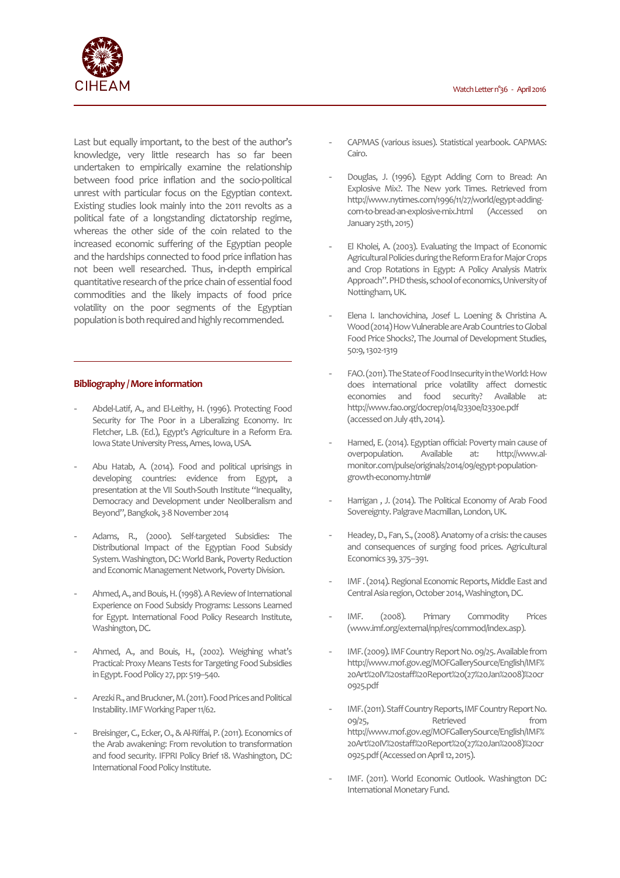Last but equally important, to the best of the author's knowledge, very little research has so far been undertaken to empirically examine the relationship between food price inflation and the socio-political unrest with particular focus on the Egyptian context. Existing studies look mainly into the 2011 revolts as a political fate of a longstanding dictatorship regime, whereas the other side of the coin related to the increased economic suffering of the Egyptian people and the hardships connected to food price inflation has not been well researched. Thus, in-depth empirical quantitative research of the price chain of essential food commodities and the likely impacts of food price volatility on the poor segments of the Egyptian population is both required and highly recommended.

---

**Bibliography / More information**

- Abdel-Latif, A., and El-Leithy, H. (1996). Protecting Food Security for The Poor in a Liberalizing Economy. In: Fletcher, L.B. (Ed.), Egypt's Agriculture in a Reform Era. Iowa State University Press, Ames, Iowa, USA.
- Abu Hatab, A. (2014). Food and political uprisings in developing countries: evidence from Egypt, a presentation at the VII South-South Institute "Inequality, Democracy and Development under Neoliberalism and Beyond", Bangkok, 3-8 November 2014
- Adams, R., (2000). Self-targeted Subsidies: The Distributional Impact of the Egyptian Food Subsidy System. Washington, DC: World Bank, Poverty Reduction and Economic Management Network, Poverty Division.
- Ahmed, A., and Bouis, H. (1998). A Review of International Experience on Food Subsidy Programs: Lessons Learned for Egypt. International Food Policy Research Institute, Washington, DC.
- Ahmed, A., and Bouis, H., (2002). Weighing what's Practical: Proxy Means Tests for Targeting Food Subsidies in Egypt. Food Policy 27, pp: 519–540.
- Arezki R., and Bruckner, M. (2011). Food Prices and Political Instability. IMF Working Paper 11/62.
- Breisinger, C., Ecker, O., & Al-Riffai, P. (2011). Economics of the Arab awakening: From revolution to transformation and food security. IFPRI Policy Brief 18. Washington, DC: International Food Policy Institute.
- CAPMAS (various issues). Statistical yearbook. CAPMAS: Cairo.
- Douglas, J. (1996). Egypt Adding Corn to Bread: An Explosive Mix?. The New york Times. Retrieved from http://www.nytimes.com/1996/11/27/world/egypt-adding-corn-to-bread-an-explosive-mix.html (Accessed on January 25th, 2015)
- El Kholei, A. (2003). Evaluating the Impact of Economic Agricultural Policies during the Reform Era for Major Crops and Crop Rotations in Egypt: A Policy Analysis Matrix Approach". PHD thesis, school of economics, University of Nottingham, UK.
- Elena I. Ianchovichina, Josef L. Loening & Christina A. Wood (2014) How Vulnerable are Arab Countries to Global Food Price Shocks?, The Journal of Development Studies, 50:9, 1302-1319
- FAO. (2011). The State of Food Insecurity in the World: How does international price volatility affect domestic economies and food security? Available at: http://www.fao.org/docrep/014/i2330e/i2330e.pdf (accessed on July 4th, 2014).
- Hamed, E. (2014). Egyptian official: Poverty main cause of overpopulation. Available at: http://www.al-monitor.com/pulse/originals/2014/09/egypt-population-growth-economy.html#
- Harrigan , J. (2014). The Political Economy of Arab Food Sovereignty. Palgrave Macmillan, London, UK.
- Headey, D., Fan, S., (2008). Anatomy of a crisis: the causes and consequences of surging food prices. Agricultural Economics 39, 375–391.
- IMF . (2014). Regional Economic Reports, Middle East and Central Asia region, October 2014, Washington, DC.
- IMF. (2008). Primary Commodity Prices (www.imf.org/external/np/res/commod/index.asp).
- IMF. (2009). IMF Country Report No. 09/25. Available from http://www.mof.gov.eg/MOFGallerySource/English/IMF%20Art%20IV%20staff%20Report%20(27%20Jan%2008)%20cr0925.pdf
- IMF. (2011). Staff Country Reports, IMF Country Report No. 09/25, Retrieved from http://www.mof.gov.eg/MOFGallerySource/English/IMF%20Art%20IV%20staff%20Report%20(27%20Jan%2008)%20cr0925.pdf (Accessed on April 12, 2015).
- IMF. (2011). World Economic Outlook. Washington DC: International Monetary Fund.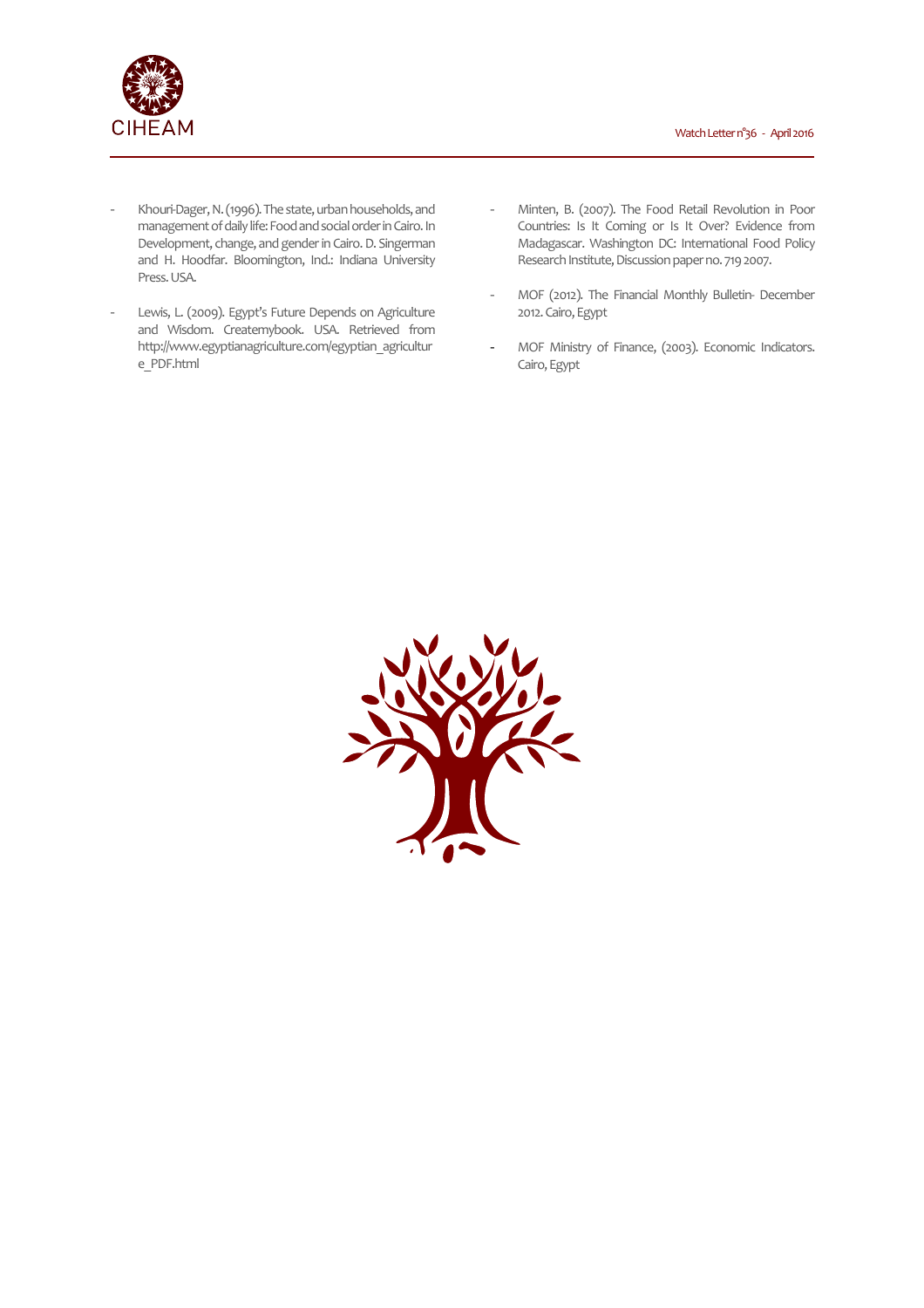- Khouri-Dager, N. (1996). The state, urban households, and management of daily life: Food and social order in Cairo. In Development, change, and gender in Cairo. D. Singerman and H. Hoodfar. Bloomington, Ind.: Indiana University Press. USA.

- Lewis, L. (2009). Egypt's Future Depends on Agriculture and Wisdom. Createmybook. USA. Retrieved from http://www.egyptianagriculture.com/egyptian_agriculture_PDF.html

- Minten, B. (2007). The Food Retail Revolution in Poor Countries: Is It Coming or Is It Over? Evidence from Madagascar. Washington DC: International Food Policy Research Institute, Discussion paper no. 719 2007.

- MOF (2012). The Financial Monthly Bulletin- December 2012. Cairo, Egypt

- MOF Ministry of Finance, (2003). Economic Indicators. Cairo, Egypt